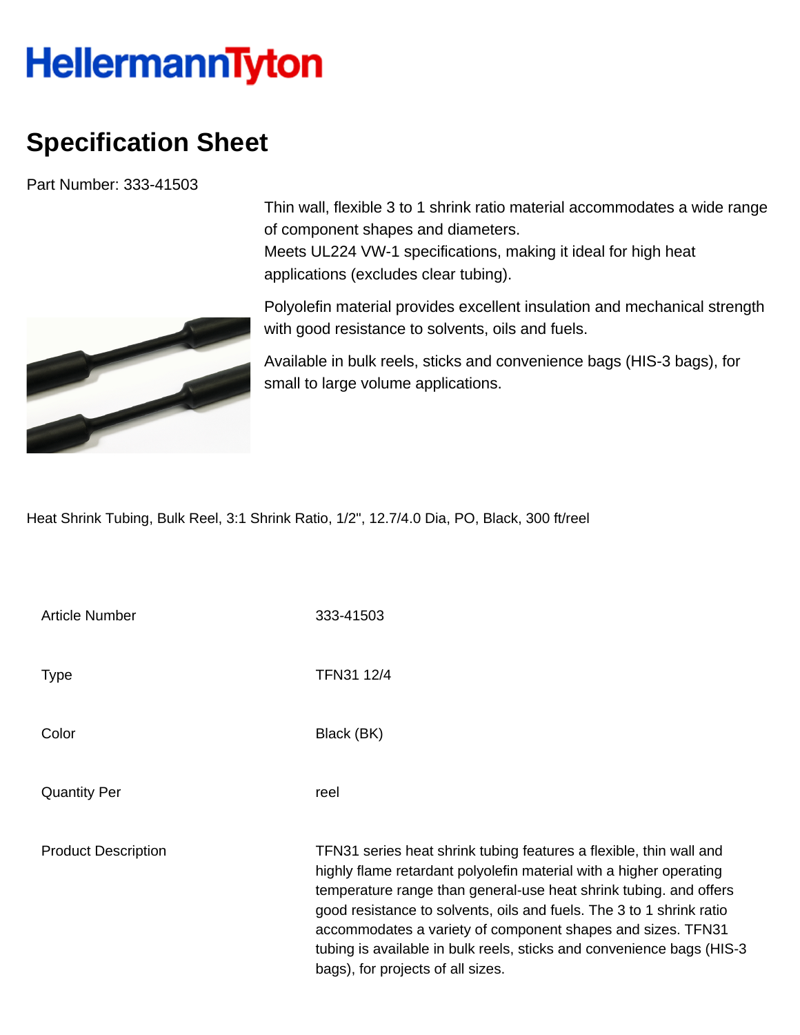HellermannTyton

# Specification Sheet

Part Number: 333-41503

Thin wall, flexible 3 to 1 shrink ratio material accommodates a wide range of component shapes and diameters.
Meets UL224 VW-1 specifications, making it ideal for high heat applications (excludes clear tubing).

Polyolefin material provides excellent insulation and mechanical strength with good resistance to solvents, oils and fuels.

Available in bulk reels, sticks and convenience bags (HIS-3 bags), for small to large volume applications.

Heat Shrink Tubing, Bulk Reel, 3:1 Shrink Ratio, 1/2", 12.7/4.0 Dia, PO, Black, 300 ft/reel

| | |
|---|---|
| Article Number | 333-41503 |
| Type | TFN31 12/4 |
| Color | Black (BK) |
| Quantity Per | reel |
| Product Description | TFN31 series heat shrink tubing features a flexible, thin wall and highly flame retardant polyolefin material with a higher operating temperature range than general-use heat shrink tubing. and offers good resistance to solvents, oils and fuels. The 3 to 1 shrink ratio accommodates a variety of component shapes and sizes. TFN31 tubing is available in bulk reels, sticks and convenience bags (HIS-3 bags), for projects of all sizes. |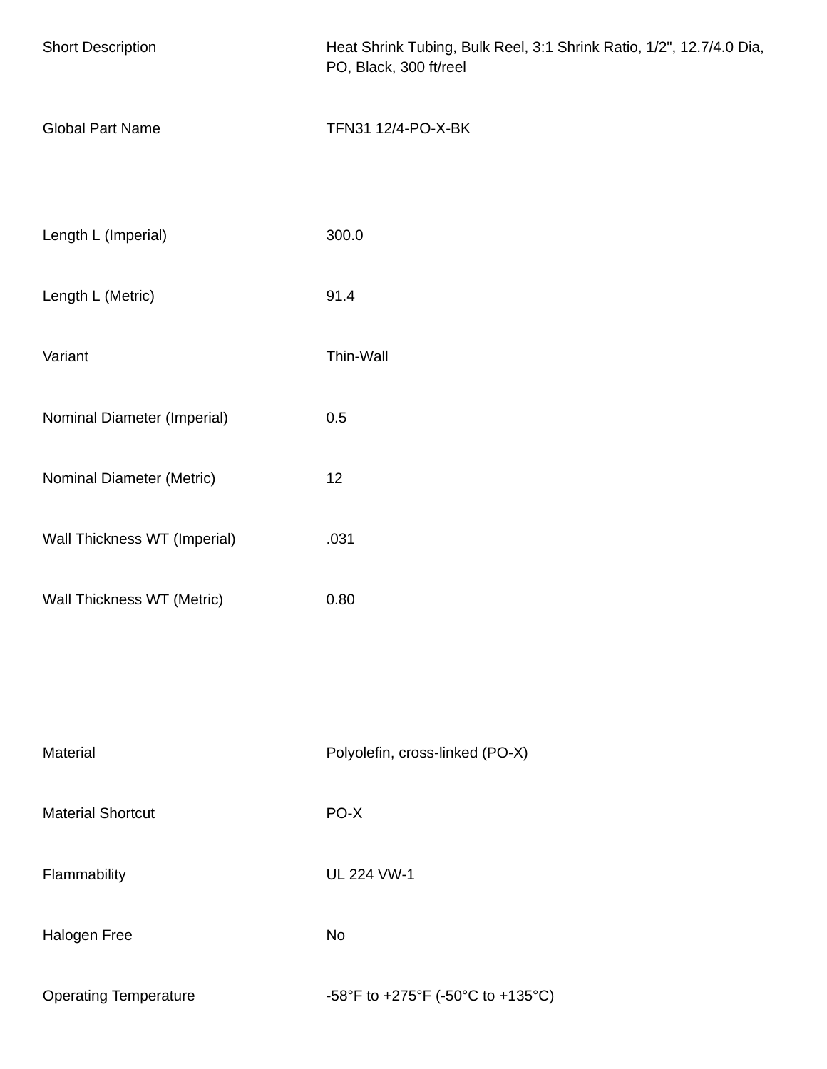| | |
|---|---|
| Short Description | Heat Shrink Tubing, Bulk Reel, 3:1 Shrink Ratio, 1/2", 12.7/4.0 Dia, PO, Black, 300 ft/reel |
| Global Part Name | TFN31 12/4-PO-X-BK |

| | |
|---|---|
| Length L (Imperial) | 300.0 |
| Length L (Metric) | 91.4 |
| Variant | Thin-Wall |
| Nominal Diameter (Imperial) | 0.5 |
| Nominal Diameter (Metric) | 12 |
| Wall Thickness WT (Imperial) | .031 |
| Wall Thickness WT (Metric) | 0.80 |

| | |
|---|---|
| Material | Polyolefin, cross-linked (PO-X) |
| Material Shortcut | PO-X |
| Flammability | UL 224 VW-1 |
| Halogen Free | No |
| Operating Temperature | -58°F to +275°F (-50°C to +135°C) |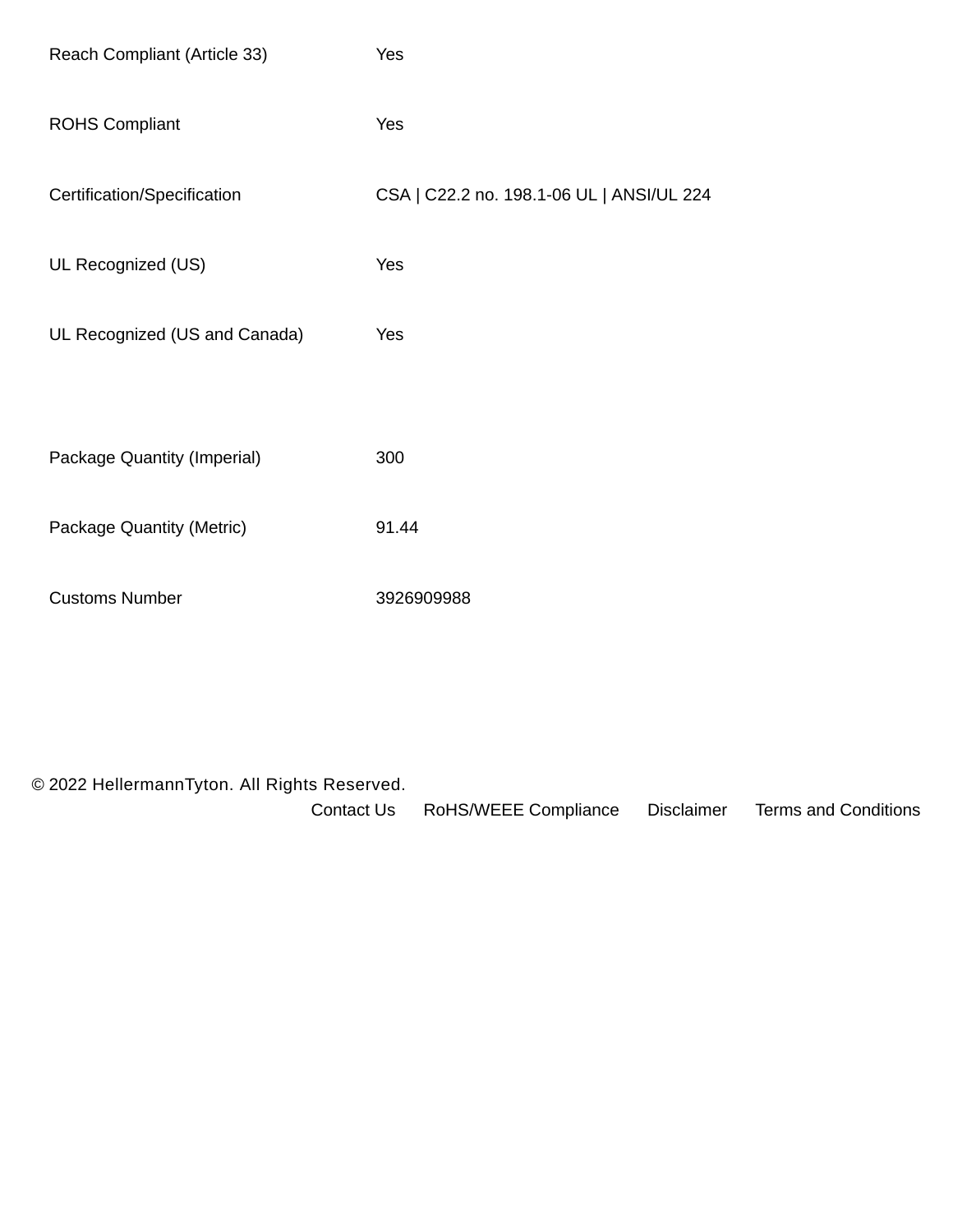| | |
|---|---|
| Reach Compliant (Article 33) | Yes |
| ROHS Compliant | Yes |
| Certification/Specification | CSA \| C22.2 no. 198.1-06 UL \| ANSI/UL 224 |
| UL Recognized (US) | Yes |
| UL Recognized (US and Canada) | Yes |

| | |
|---|---|
| Package Quantity (Imperial) | 300 |
| Package Quantity (Metric) | 91.44 |
| Customs Number | 3926909988 |

© 2022 HellermannTyton. All Rights Reserved.

Contact Us RoHS/WEEE Compliance Disclaimer Terms and Conditions